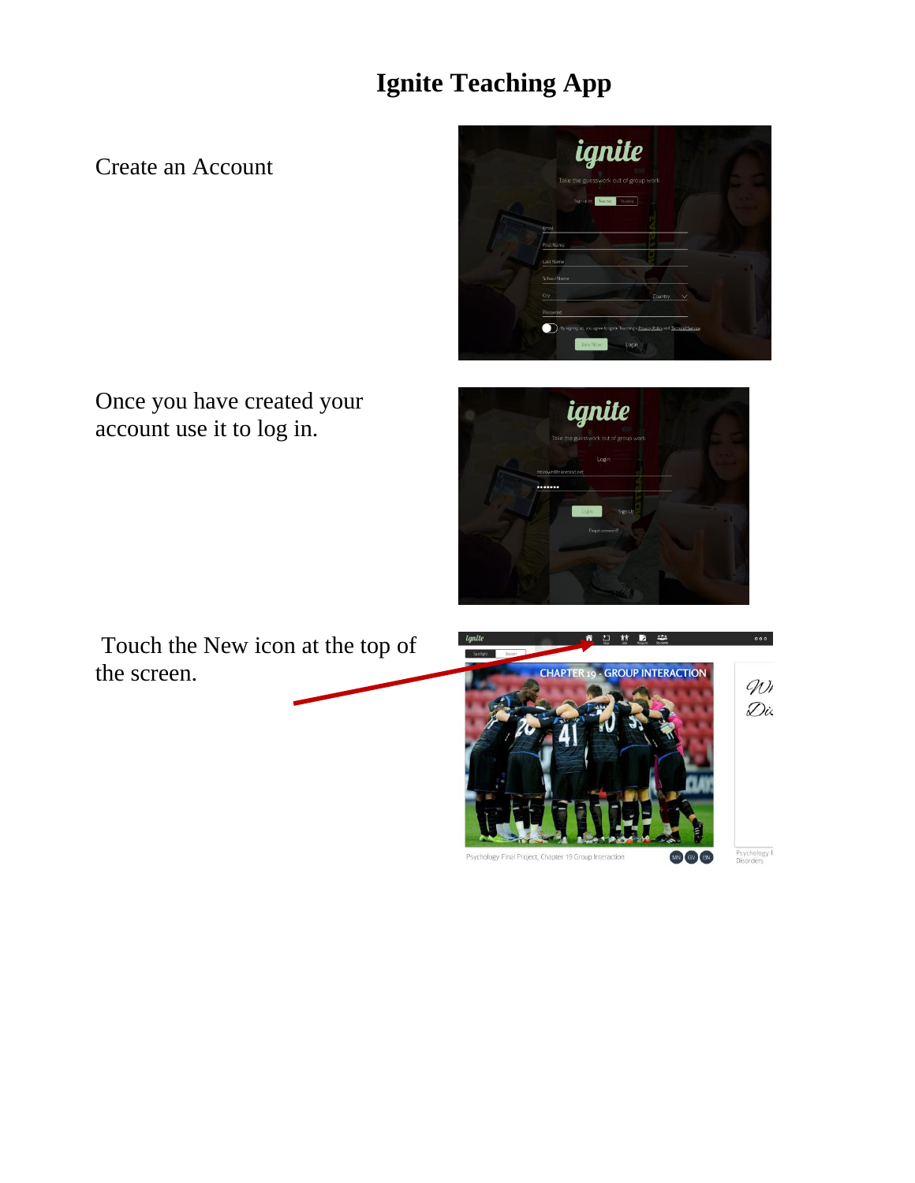# Ignite Teaching App

Create an Account

Once you have created your account use it to log in.

Touch the New icon at the top of the screen.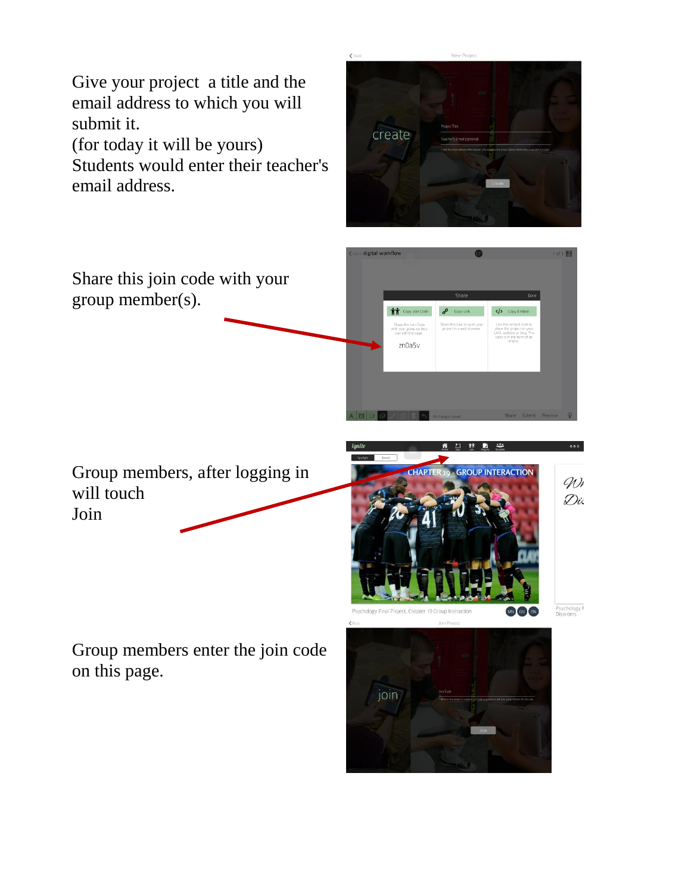Give your project a title and the email address to which you will submit it.
(for today it will be yours)
Students would enter their teacher's email address.

Share this join code with your group member(s).

Group members, after logging in will touch
Join

Group members enter the join code on this page.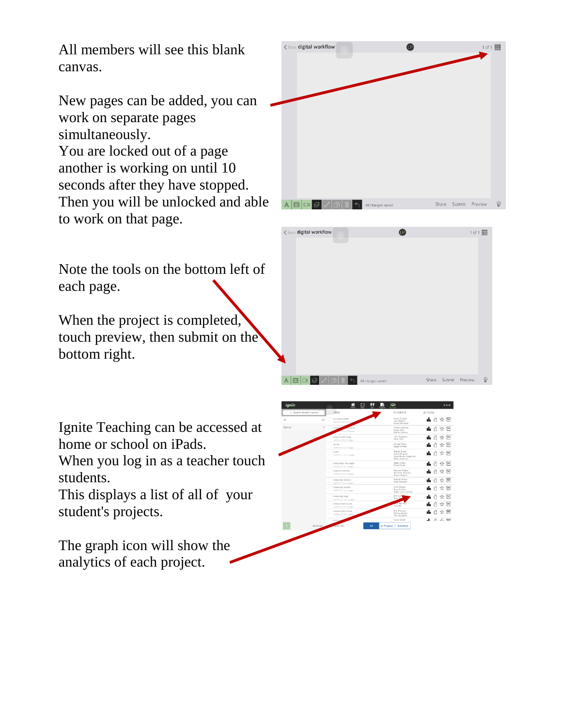All members will see this blank canvas.

New pages can be added, you can work on separate pages simultaneously.
You are locked out of a page another is working on until 10 seconds after they have stopped. Then you will be unlocked and able to work on that page.

Note the tools on the bottom left of each page.

When the project is completed, touch preview, then submit on the bottom right.

Ignite Teaching can be accessed at home or school on iPads.
When you log in as a teacher touch students.
This displays a list of all of your student's projects.

The graph icon will show the analytics of each project.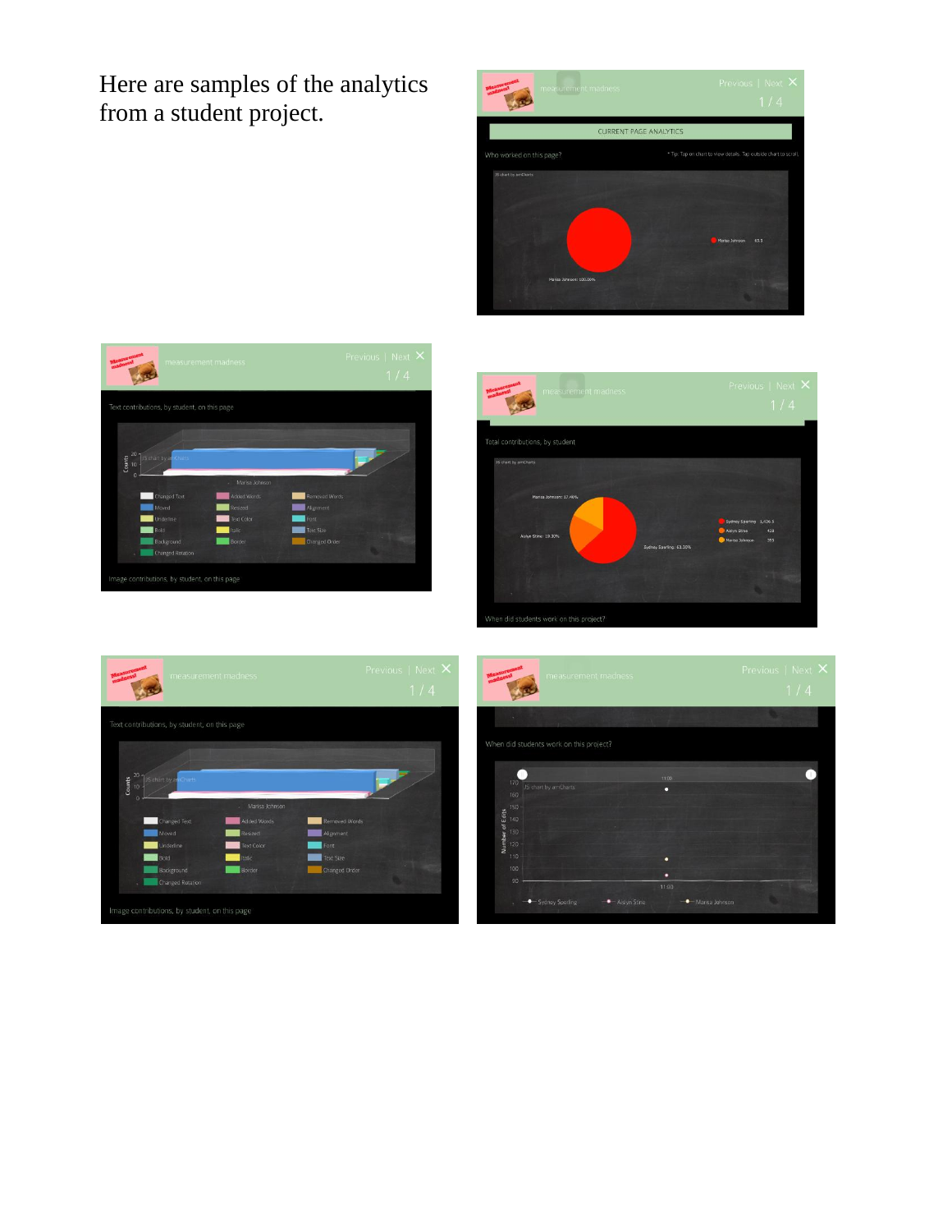Here are samples of the analytics from a student project.

measurement madness

Previous | Next

1 / 4

CURRENT PAGE ANALYTICS

Who worked on this page?

* Tip: Tap on chart to view details. Tap outside chart to scroll.

JS chart by amCharts

Marisa Johnson 63.3

Marisa Johnson: 100.00%

measurement madness

Previous | Next

1 / 4

Text contributions, by student, on this page

JS chart by amCharts

Counts

20

10

0

Marisa Johnson

Changed Text

Added Words

Removed Words

Moved

Resized

Alignment

Underline

Text Color

Font

Bold

Italic

Text Size

Background

Border

Changed Order

Changed Rotation

Image contributions, by student, on this page

measurement madness

Previous | Next

1 / 4

Total contributions, by student

JS chart by amCharts

Marisa Johnson: 17.49%

Aislyn Stine: 19.30%

Sydney Sperling: 63.30%

Sydney Sperling 1,436.5

Aislyn Stine 438

Marisa Johnson 353

When did students work on this project?

measurement madness

Previous | Next

1 / 4

Text contributions, by student, on this page

JS chart by amCharts

Counts

20

10

0

Marisa Johnson

Changed Text

Added Words

Removed Words

Moved

Resized

Alignment

Underline

Text Color

Font

Bold

Italic

Text Size

Background

Border

Changed Order

Changed Rotation

Image contributions, by student, on this page

measurement madness

Previous | Next

1 / 4

When did students work on this project?

JS chart by amCharts

11:00

Number of Edits

170

160

150

140

130

120

110

100

90

11:00

Sydney Sperling

Aislyn Stine

Marisa Johnson